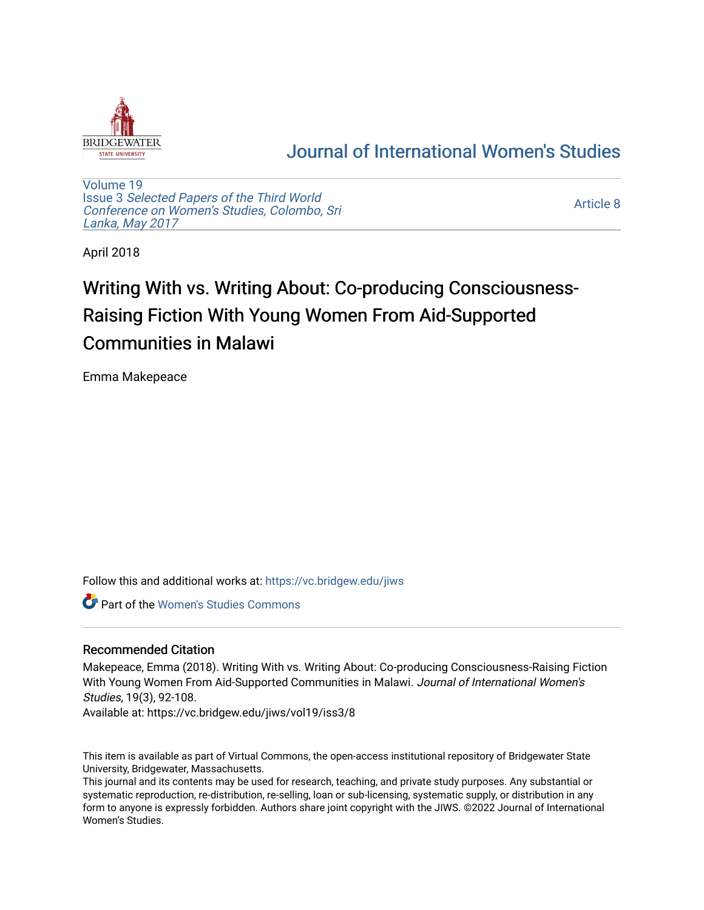# Journal of International Women's Studies

Volume 19
Issue 3 *Selected Papers of the Third World Conference on Women's Studies, Colombo, Sri Lanka, May 2017*

Article 8

April 2018

# Writing With vs. Writing About: Co-producing Consciousness-Raising Fiction With Young Women From Aid-Supported Communities in Malawi

Emma Makepeace

Follow this and additional works at: https://vc.bridgew.edu/jiws

Part of the Women's Studies Commons

## Recommended Citation

Makepeace, Emma (2018). Writing With vs. Writing About: Co-producing Consciousness-Raising Fiction With Young Women From Aid-Supported Communities in Malawi. *Journal of International Women's Studies*, 19(3), 92-108.
Available at: https://vc.bridgew.edu/jiws/vol19/iss3/8

This item is available as part of Virtual Commons, the open-access institutional repository of Bridgewater State University, Bridgewater, Massachusetts.
This journal and its contents may be used for research, teaching, and private study purposes. Any substantial or systematic reproduction, re-distribution, re-selling, loan or sub-licensing, systematic supply, or distribution in any form to anyone is expressly forbidden. Authors share joint copyright with the JIWS. ©2022 Journal of International Women's Studies.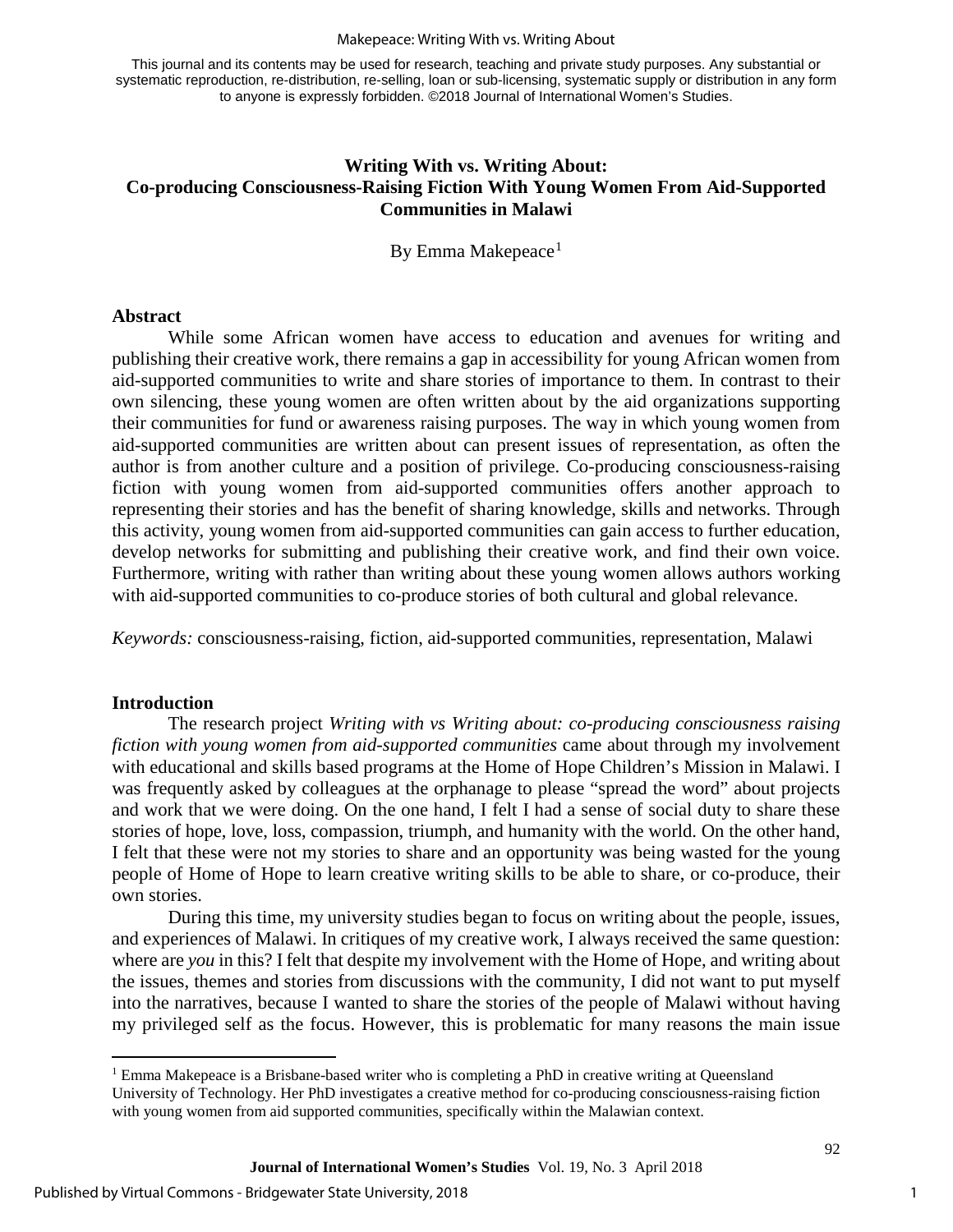This journal and its contents may be used for research, teaching and private study purposes. Any substantial or systematic reproduction, re-distribution, re-selling, loan or sub-licensing, systematic supply or distribution in any form to anyone is expressly forbidden. ©2018 Journal of International Women's Studies.

# Writing With vs. Writing About: Co-producing Consciousness-Raising Fiction With Young Women From Aid-Supported Communities in Malawi

By Emma Makepeace[1]

## Abstract

While some African women have access to education and avenues for writing and publishing their creative work, there remains a gap in accessibility for young African women from aid-supported communities to write and share stories of importance to them. In contrast to their own silencing, these young women are often written about by the aid organizations supporting their communities for fund or awareness raising purposes. The way in which young women from aid-supported communities are written about can present issues of representation, as often the author is from another culture and a position of privilege. Co-producing consciousness-raising fiction with young women from aid-supported communities offers another approach to representing their stories and has the benefit of sharing knowledge, skills and networks. Through this activity, young women from aid-supported communities can gain access to further education, develop networks for submitting and publishing their creative work, and find their own voice. Furthermore, writing with rather than writing about these young women allows authors working with aid-supported communities to co-produce stories of both cultural and global relevance.

*Keywords:* consciousness-raising, fiction, aid-supported communities, representation, Malawi

## Introduction

The research project *Writing with vs Writing about: co-producing consciousness raising fiction with young women from aid-supported communities* came about through my involvement with educational and skills based programs at the Home of Hope Children's Mission in Malawi. I was frequently asked by colleagues at the orphanage to please "spread the word" about projects and work that we were doing. On the one hand, I felt I had a sense of social duty to share these stories of hope, love, loss, compassion, triumph, and humanity with the world. On the other hand, I felt that these were not my stories to share and an opportunity was being wasted for the young people of Home of Hope to learn creative writing skills to be able to share, or co-produce, their own stories.

During this time, my university studies began to focus on writing about the people, issues, and experiences of Malawi. In critiques of my creative work, I always received the same question: where are *you* in this? I felt that despite my involvement with the Home of Hope, and writing about the issues, themes and stories from discussions with the community, I did not want to put myself into the narratives, because I wanted to share the stories of the people of Malawi without having my privileged self as the focus. However, this is problematic for many reasons the main issue

[1] Emma Makepeace is a Brisbane-based writer who is completing a PhD in creative writing at Queensland University of Technology. Her PhD investigates a creative method for co-producing consciousness-raising fiction with young women from aid supported communities, specifically within the Malawian context.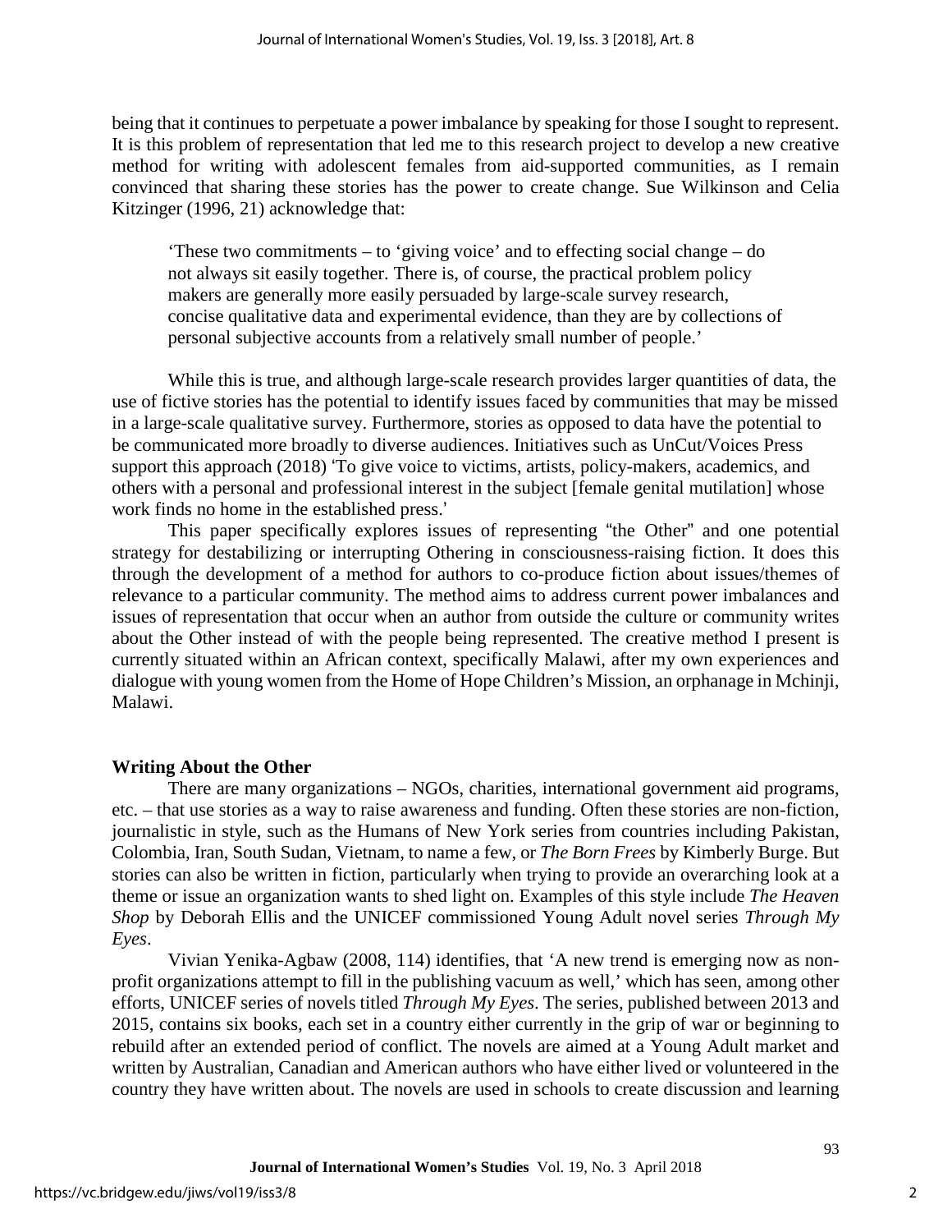being that it continues to perpetuate a power imbalance by speaking for those I sought to represent. It is this problem of representation that led me to this research project to develop a new creative method for writing with adolescent females from aid-supported communities, as I remain convinced that sharing these stories has the power to create change. Sue Wilkinson and Celia Kitzinger (1996, 21) acknowledge that:

> 'These two commitments – to 'giving voice' and to effecting social change – do not always sit easily together. There is, of course, the practical problem policy makers are generally more easily persuaded by large-scale survey research, concise qualitative data and experimental evidence, than they are by collections of personal subjective accounts from a relatively small number of people.'

While this is true, and although large-scale research provides larger quantities of data, the use of fictive stories has the potential to identify issues faced by communities that may be missed in a large-scale qualitative survey. Furthermore, stories as opposed to data have the potential to be communicated more broadly to diverse audiences. Initiatives such as UnCut/Voices Press support this approach (2018) 'To give voice to victims, artists, policy-makers, academics, and others with a personal and professional interest in the subject [female genital mutilation] whose work finds no home in the established press.'

This paper specifically explores issues of representing "the Other" and one potential strategy for destabilizing or interrupting Othering in consciousness-raising fiction. It does this through the development of a method for authors to co-produce fiction about issues/themes of relevance to a particular community. The method aims to address current power imbalances and issues of representation that occur when an author from outside the culture or community writes about the Other instead of with the people being represented. The creative method I present is currently situated within an African context, specifically Malawi, after my own experiences and dialogue with young women from the Home of Hope Children's Mission, an orphanage in Mchinji, Malawi.

## Writing About the Other

There are many organizations – NGOs, charities, international government aid programs, etc. – that use stories as a way to raise awareness and funding. Often these stories are non-fiction, journalistic in style, such as the Humans of New York series from countries including Pakistan, Colombia, Iran, South Sudan, Vietnam, to name a few, or *The Born Frees* by Kimberly Burge. But stories can also be written in fiction, particularly when trying to provide an overarching look at a theme or issue an organization wants to shed light on. Examples of this style include *The Heaven Shop* by Deborah Ellis and the UNICEF commissioned Young Adult novel series *Through My Eyes*.

Vivian Yenika-Agbaw (2008, 114) identifies, that 'A new trend is emerging now as non-profit organizations attempt to fill in the publishing vacuum as well,' which has seen, among other efforts, UNICEF series of novels titled *Through My Eyes*. The series, published between 2013 and 2015, contains six books, each set in a country either currently in the grip of war or beginning to rebuild after an extended period of conflict. The novels are aimed at a Young Adult market and written by Australian, Canadian and American authors who have either lived or volunteered in the country they have written about. The novels are used in schools to create discussion and learning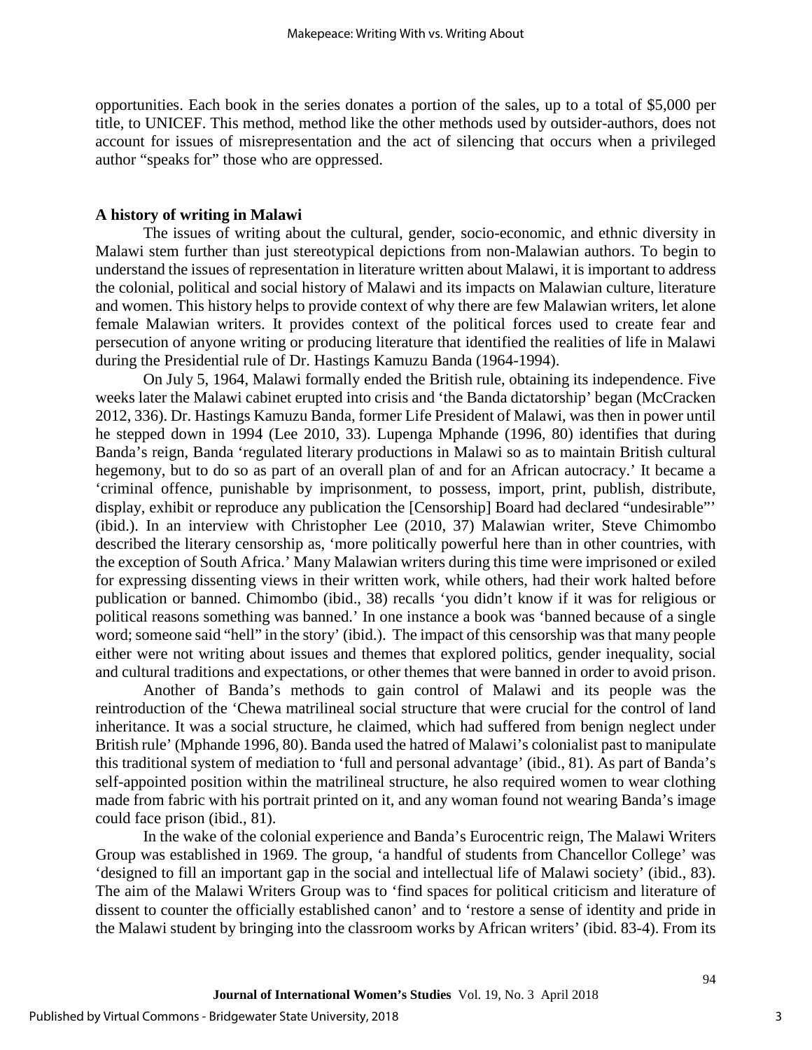opportunities. Each book in the series donates a portion of the sales, up to a total of $5,000 per title, to UNICEF. This method, method like the other methods used by outsider-authors, does not account for issues of misrepresentation and the act of silencing that occurs when a privileged author "speaks for" those who are oppressed.

**A history of writing in Malawi**

The issues of writing about the cultural, gender, socio-economic, and ethnic diversity in Malawi stem further than just stereotypical depictions from non-Malawian authors. To begin to understand the issues of representation in literature written about Malawi, it is important to address the colonial, political and social history of Malawi and its impacts on Malawian culture, literature and women. This history helps to provide context of why there are few Malawian writers, let alone female Malawian writers. It provides context of the political forces used to create fear and persecution of anyone writing or producing literature that identified the realities of life in Malawi during the Presidential rule of Dr. Hastings Kamuzu Banda (1964-1994).

On July 5, 1964, Malawi formally ended the British rule, obtaining its independence. Five weeks later the Malawi cabinet erupted into crisis and 'the Banda dictatorship' began (McCracken 2012, 336). Dr. Hastings Kamuzu Banda, former Life President of Malawi, was then in power until he stepped down in 1994 (Lee 2010, 33). Lupenga Mphande (1996, 80) identifies that during Banda's reign, Banda 'regulated literary productions in Malawi so as to maintain British cultural hegemony, but to do so as part of an overall plan of and for an African autocracy.' It became a 'criminal offence, punishable by imprisonment, to possess, import, print, publish, distribute, display, exhibit or reproduce any publication the [Censorship] Board had declared "undesirable"' (ibid.). In an interview with Christopher Lee (2010, 37) Malawian writer, Steve Chimombo described the literary censorship as, 'more politically powerful here than in other countries, with the exception of South Africa.' Many Malawian writers during this time were imprisoned or exiled for expressing dissenting views in their written work, while others, had their work halted before publication or banned. Chimombo (ibid., 38) recalls 'you didn't know if it was for religious or political reasons something was banned.' In one instance a book was 'banned because of a single word; someone said "hell" in the story' (ibid.). The impact of this censorship was that many people either were not writing about issues and themes that explored politics, gender inequality, social and cultural traditions and expectations, or other themes that were banned in order to avoid prison.

Another of Banda's methods to gain control of Malawi and its people was the reintroduction of the 'Chewa matrilineal social structure that were crucial for the control of land inheritance. It was a social structure, he claimed, which had suffered from benign neglect under British rule' (Mphande 1996, 80). Banda used the hatred of Malawi's colonialist past to manipulate this traditional system of mediation to 'full and personal advantage' (ibid., 81). As part of Banda's self-appointed position within the matrilineal structure, he also required women to wear clothing made from fabric with his portrait printed on it, and any woman found not wearing Banda's image could face prison (ibid., 81).

In the wake of the colonial experience and Banda's Eurocentric reign, The Malawi Writers Group was established in 1969. The group, 'a handful of students from Chancellor College' was 'designed to fill an important gap in the social and intellectual life of Malawi society' (ibid., 83). The aim of the Malawi Writers Group was to 'find spaces for political criticism and literature of dissent to counter the officially established canon' and to 'restore a sense of identity and pride in the Malawi student by bringing into the classroom works by African writers' (ibid. 83-4). From its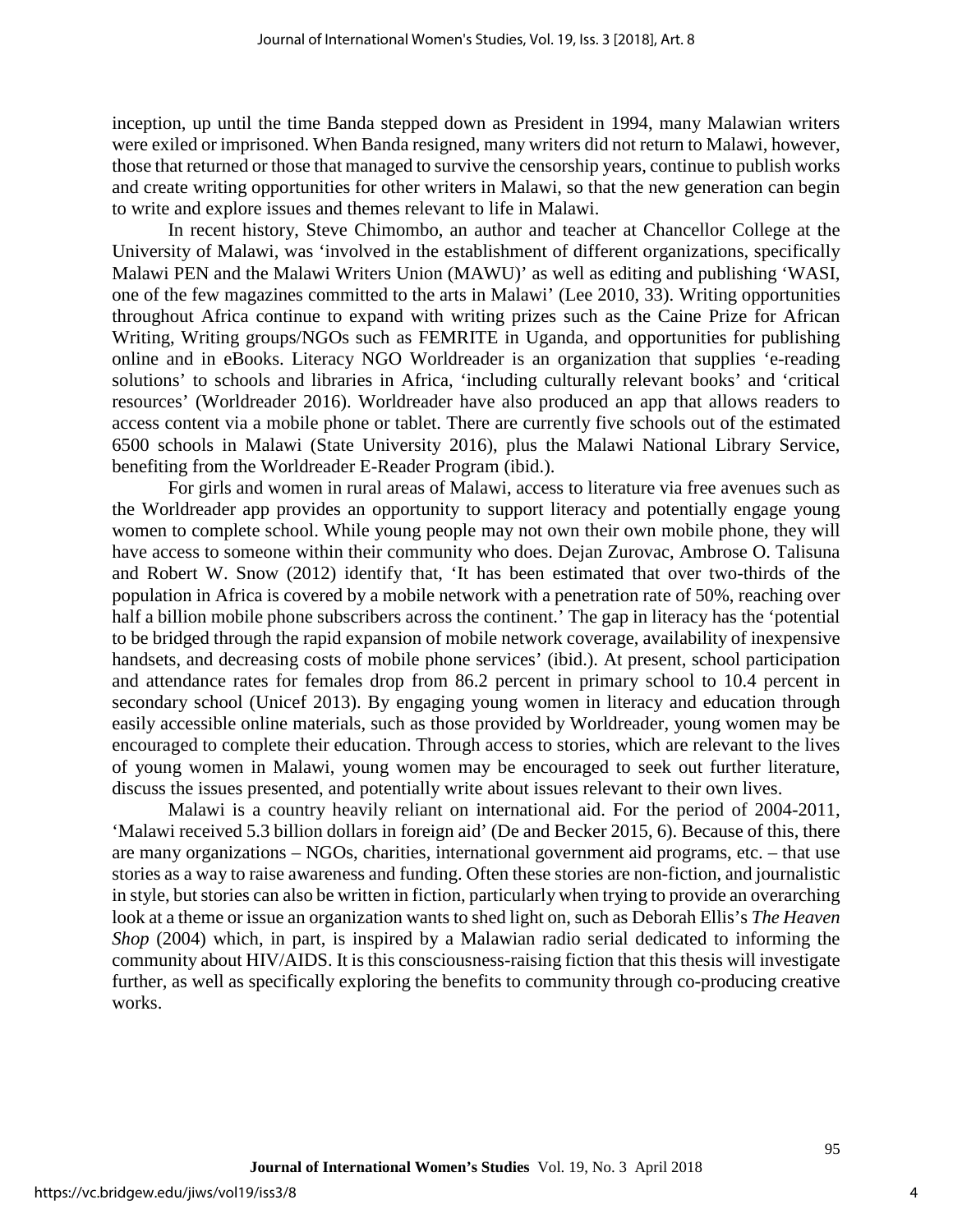inception, up until the time Banda stepped down as President in 1994, many Malawian writers were exiled or imprisoned. When Banda resigned, many writers did not return to Malawi, however, those that returned or those that managed to survive the censorship years, continue to publish works and create writing opportunities for other writers in Malawi, so that the new generation can begin to write and explore issues and themes relevant to life in Malawi.

In recent history, Steve Chimombo, an author and teacher at Chancellor College at the University of Malawi, was 'involved in the establishment of different organizations, specifically Malawi PEN and the Malawi Writers Union (MAWU)' as well as editing and publishing 'WASI, one of the few magazines committed to the arts in Malawi' (Lee 2010, 33). Writing opportunities throughout Africa continue to expand with writing prizes such as the Caine Prize for African Writing, Writing groups/NGOs such as FEMRITE in Uganda, and opportunities for publishing online and in eBooks. Literacy NGO Worldreader is an organization that supplies 'e-reading solutions' to schools and libraries in Africa, 'including culturally relevant books' and 'critical resources' (Worldreader 2016). Worldreader have also produced an app that allows readers to access content via a mobile phone or tablet. There are currently five schools out of the estimated 6500 schools in Malawi (State University 2016), plus the Malawi National Library Service, benefiting from the Worldreader E-Reader Program (ibid.).

For girls and women in rural areas of Malawi, access to literature via free avenues such as the Worldreader app provides an opportunity to support literacy and potentially engage young women to complete school. While young people may not own their own mobile phone, they will have access to someone within their community who does. Dejan Zurovac, Ambrose O. Talisuna and Robert W. Snow (2012) identify that, 'It has been estimated that over two-thirds of the population in Africa is covered by a mobile network with a penetration rate of 50%, reaching over half a billion mobile phone subscribers across the continent.' The gap in literacy has the 'potential to be bridged through the rapid expansion of mobile network coverage, availability of inexpensive handsets, and decreasing costs of mobile phone services' (ibid.). At present, school participation and attendance rates for females drop from 86.2 percent in primary school to 10.4 percent in secondary school (Unicef 2013). By engaging young women in literacy and education through easily accessible online materials, such as those provided by Worldreader, young women may be encouraged to complete their education. Through access to stories, which are relevant to the lives of young women in Malawi, young women may be encouraged to seek out further literature, discuss the issues presented, and potentially write about issues relevant to their own lives.

Malawi is a country heavily reliant on international aid. For the period of 2004-2011, 'Malawi received 5.3 billion dollars in foreign aid' (De and Becker 2015, 6). Because of this, there are many organizations – NGOs, charities, international government aid programs, etc. – that use stories as a way to raise awareness and funding. Often these stories are non-fiction, and journalistic in style, but stories can also be written in fiction, particularly when trying to provide an overarching look at a theme or issue an organization wants to shed light on, such as Deborah Ellis's *The Heaven Shop* (2004) which, in part, is inspired by a Malawian radio serial dedicated to informing the community about HIV/AIDS. It is this consciousness-raising fiction that this thesis will investigate further, as well as specifically exploring the benefits to community through co-producing creative works.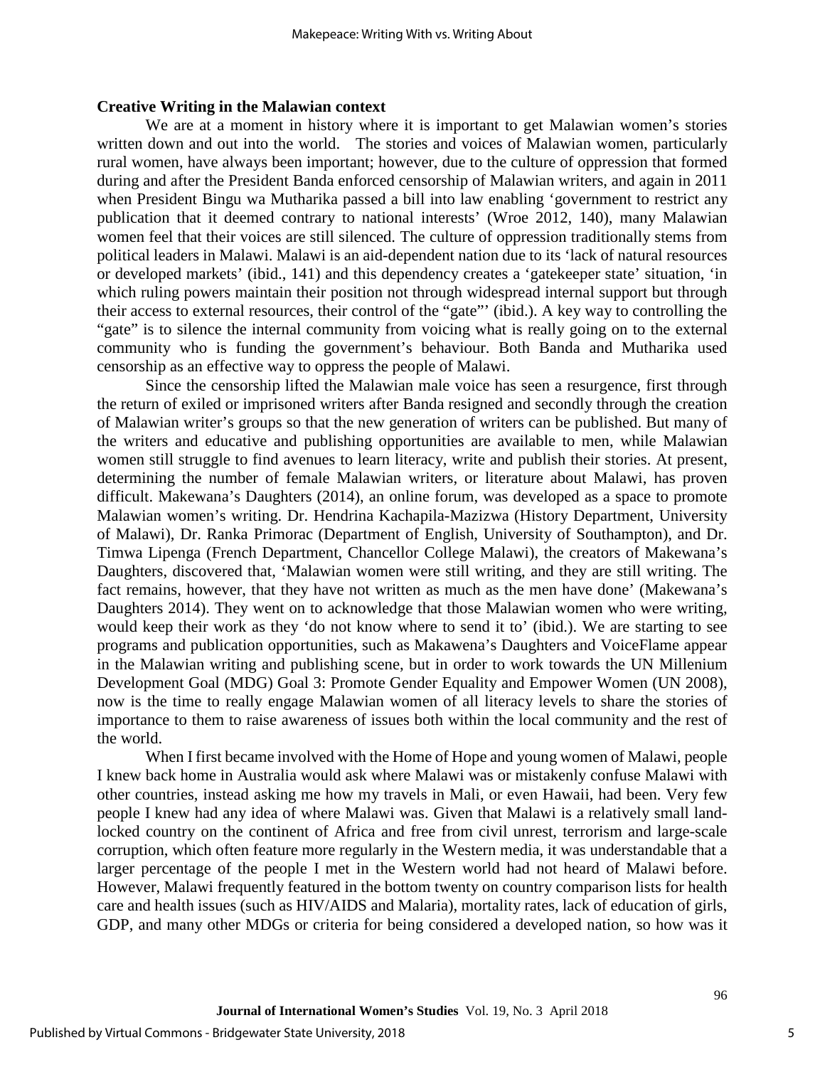**Creative Writing in the Malawian context**

We are at a moment in history where it is important to get Malawian women's stories written down and out into the world. The stories and voices of Malawian women, particularly rural women, have always been important; however, due to the culture of oppression that formed during and after the President Banda enforced censorship of Malawian writers, and again in 2011 when President Bingu wa Mutharika passed a bill into law enabling 'government to restrict any publication that it deemed contrary to national interests' (Wroe 2012, 140), many Malawian women feel that their voices are still silenced. The culture of oppression traditionally stems from political leaders in Malawi. Malawi is an aid-dependent nation due to its 'lack of natural resources or developed markets' (ibid., 141) and this dependency creates a 'gatekeeper state' situation, 'in which ruling powers maintain their position not through widespread internal support but through their access to external resources, their control of the "gate"' (ibid.). A key way to controlling the "gate" is to silence the internal community from voicing what is really going on to the external community who is funding the government's behaviour. Both Banda and Mutharika used censorship as an effective way to oppress the people of Malawi.

Since the censorship lifted the Malawian male voice has seen a resurgence, first through the return of exiled or imprisoned writers after Banda resigned and secondly through the creation of Malawian writer's groups so that the new generation of writers can be published. But many of the writers and educative and publishing opportunities are available to men, while Malawian women still struggle to find avenues to learn literacy, write and publish their stories. At present, determining the number of female Malawian writers, or literature about Malawi, has proven difficult. Makewana's Daughters (2014), an online forum, was developed as a space to promote Malawian women's writing. Dr. Hendrina Kachapila-Mazizwa (History Department, University of Malawi), Dr. Ranka Primorac (Department of English, University of Southampton), and Dr. Timwa Lipenga (French Department, Chancellor College Malawi), the creators of Makewana's Daughters, discovered that, 'Malawian women were still writing, and they are still writing. The fact remains, however, that they have not written as much as the men have done' (Makewana's Daughters 2014). They went on to acknowledge that those Malawian women who were writing, would keep their work as they 'do not know where to send it to' (ibid.). We are starting to see programs and publication opportunities, such as Makawena's Daughters and VoiceFlame appear in the Malawian writing and publishing scene, but in order to work towards the UN Millenium Development Goal (MDG) Goal 3: Promote Gender Equality and Empower Women (UN 2008), now is the time to really engage Malawian women of all literacy levels to share the stories of importance to them to raise awareness of issues both within the local community and the rest of the world.

When I first became involved with the Home of Hope and young women of Malawi, people I knew back home in Australia would ask where Malawi was or mistakenly confuse Malawi with other countries, instead asking me how my travels in Mali, or even Hawaii, had been. Very few people I knew had any idea of where Malawi was. Given that Malawi is a relatively small land-locked country on the continent of Africa and free from civil unrest, terrorism and large-scale corruption, which often feature more regularly in the Western media, it was understandable that a larger percentage of the people I met in the Western world had not heard of Malawi before. However, Malawi frequently featured in the bottom twenty on country comparison lists for health care and health issues (such as HIV/AIDS and Malaria), mortality rates, lack of education of girls, GDP, and many other MDGs or criteria for being considered a developed nation, so how was it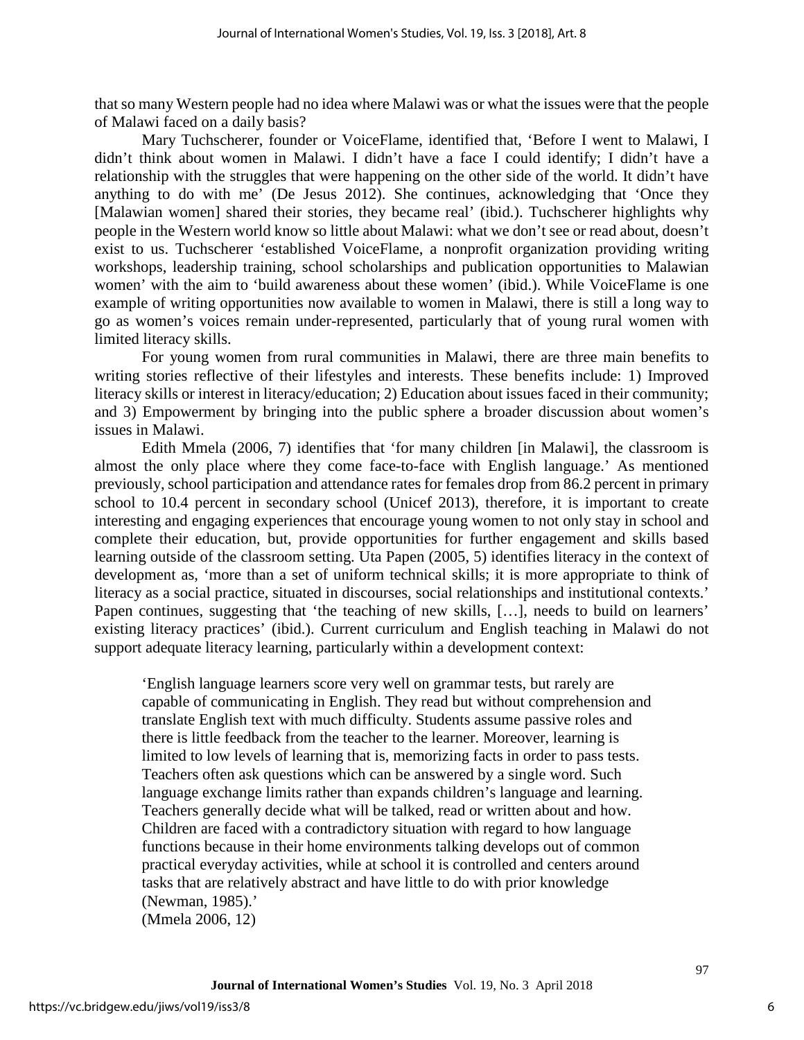that so many Western people had no idea where Malawi was or what the issues were that the people of Malawi faced on a daily basis?

Mary Tuchscherer, founder or VoiceFlame, identified that, 'Before I went to Malawi, I didn't think about women in Malawi. I didn't have a face I could identify; I didn't have a relationship with the struggles that were happening on the other side of the world. It didn't have anything to do with me' (De Jesus 2012). She continues, acknowledging that 'Once they [Malawian women] shared their stories, they became real' (ibid.). Tuchscherer highlights why people in the Western world know so little about Malawi: what we don't see or read about, doesn't exist to us. Tuchscherer 'established VoiceFlame, a nonprofit organization providing writing workshops, leadership training, school scholarships and publication opportunities to Malawian women' with the aim to 'build awareness about these women' (ibid.). While VoiceFlame is one example of writing opportunities now available to women in Malawi, there is still a long way to go as women's voices remain under-represented, particularly that of young rural women with limited literacy skills.

For young women from rural communities in Malawi, there are three main benefits to writing stories reflective of their lifestyles and interests. These benefits include: 1) Improved literacy skills or interest in literacy/education; 2) Education about issues faced in their community; and 3) Empowerment by bringing into the public sphere a broader discussion about women's issues in Malawi.

Edith Mmela (2006, 7) identifies that 'for many children [in Malawi], the classroom is almost the only place where they come face-to-face with English language.' As mentioned previously, school participation and attendance rates for females drop from 86.2 percent in primary school to 10.4 percent in secondary school (Unicef 2013), therefore, it is important to create interesting and engaging experiences that encourage young women to not only stay in school and complete their education, but, provide opportunities for further engagement and skills based learning outside of the classroom setting. Uta Papen (2005, 5) identifies literacy in the context of development as, 'more than a set of uniform technical skills; it is more appropriate to think of literacy as a social practice, situated in discourses, social relationships and institutional contexts.' Papen continues, suggesting that 'the teaching of new skills, […], needs to build on learners' existing literacy practices' (ibid.). Current curriculum and English teaching in Malawi do not support adequate literacy learning, particularly within a development context:

> 'English language learners score very well on grammar tests, but rarely are capable of communicating in English. They read but without comprehension and translate English text with much difficulty. Students assume passive roles and there is little feedback from the teacher to the learner. Moreover, learning is limited to low levels of learning that is, memorizing facts in order to pass tests. Teachers often ask questions which can be answered by a single word. Such language exchange limits rather than expands children's language and learning. Teachers generally decide what will be talked, read or written about and how. Children are faced with a contradictory situation with regard to how language functions because in their home environments talking develops out of common practical everyday activities, while at school it is controlled and centers around tasks that are relatively abstract and have little to do with prior knowledge (Newman, 1985).'
> (Mmela 2006, 12)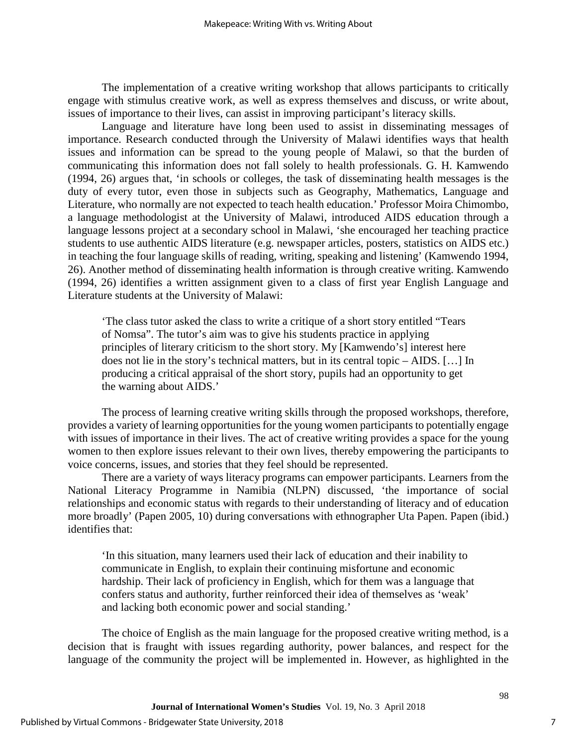The implementation of a creative writing workshop that allows participants to critically engage with stimulus creative work, as well as express themselves and discuss, or write about, issues of importance to their lives, can assist in improving participant's literacy skills.

Language and literature have long been used to assist in disseminating messages of importance. Research conducted through the University of Malawi identifies ways that health issues and information can be spread to the young people of Malawi, so that the burden of communicating this information does not fall solely to health professionals. G. H. Kamwendo (1994, 26) argues that, 'in schools or colleges, the task of disseminating health messages is the duty of every tutor, even those in subjects such as Geography, Mathematics, Language and Literature, who normally are not expected to teach health education.' Professor Moira Chimombo, a language methodologist at the University of Malawi, introduced AIDS education through a language lessons project at a secondary school in Malawi, 'she encouraged her teaching practice students to use authentic AIDS literature (e.g. newspaper articles, posters, statistics on AIDS etc.) in teaching the four language skills of reading, writing, speaking and listening' (Kamwendo 1994, 26). Another method of disseminating health information is through creative writing. Kamwendo (1994, 26) identifies a written assignment given to a class of first year English Language and Literature students at the University of Malawi:

> 'The class tutor asked the class to write a critique of a short story entitled "Tears of Nomsa". The tutor's aim was to give his students practice in applying principles of literary criticism to the short story. My [Kamwendo's] interest here does not lie in the story's technical matters, but in its central topic – AIDS. […] In producing a critical appraisal of the short story, pupils had an opportunity to get the warning about AIDS.'

The process of learning creative writing skills through the proposed workshops, therefore, provides a variety of learning opportunities for the young women participants to potentially engage with issues of importance in their lives. The act of creative writing provides a space for the young women to then explore issues relevant to their own lives, thereby empowering the participants to voice concerns, issues, and stories that they feel should be represented.

There are a variety of ways literacy programs can empower participants. Learners from the National Literacy Programme in Namibia (NLPN) discussed, 'the importance of social relationships and economic status with regards to their understanding of literacy and of education more broadly' (Papen 2005, 10) during conversations with ethnographer Uta Papen. Papen (ibid.) identifies that:

> 'In this situation, many learners used their lack of education and their inability to communicate in English, to explain their continuing misfortune and economic hardship. Their lack of proficiency in English, which for them was a language that confers status and authority, further reinforced their idea of themselves as 'weak' and lacking both economic power and social standing.'

The choice of English as the main language for the proposed creative writing method, is a decision that is fraught with issues regarding authority, power balances, and respect for the language of the community the project will be implemented in. However, as highlighted in the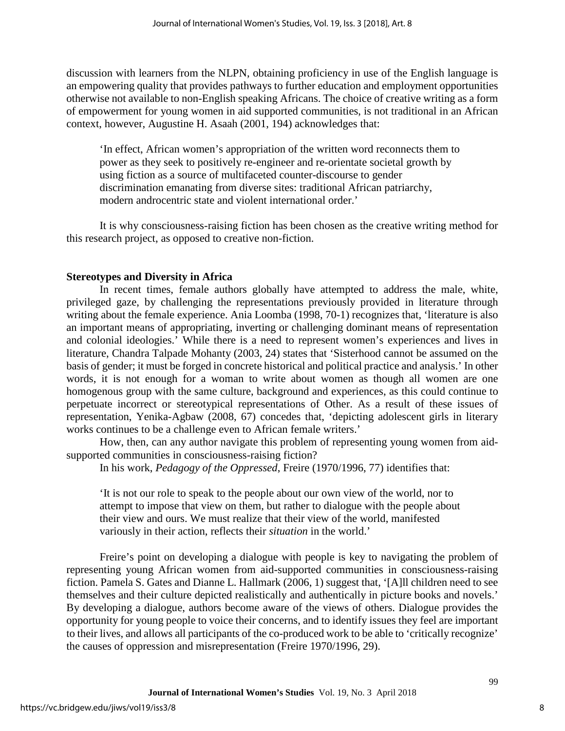discussion with learners from the NLPN, obtaining proficiency in use of the English language is an empowering quality that provides pathways to further education and employment opportunities otherwise not available to non-English speaking Africans. The choice of creative writing as a form of empowerment for young women in aid supported communities, is not traditional in an African context, however, Augustine H. Asaah (2001, 194) acknowledges that:

> 'In effect, African women's appropriation of the written word reconnects them to power as they seek to positively re-engineer and re-orientate societal growth by using fiction as a source of multifaceted counter-discourse to gender discrimination emanating from diverse sites: traditional African patriarchy, modern androcentric state and violent international order.'

It is why consciousness-raising fiction has been chosen as the creative writing method for this research project, as opposed to creative non-fiction.

### Stereotypes and Diversity in Africa

In recent times, female authors globally have attempted to address the male, white, privileged gaze, by challenging the representations previously provided in literature through writing about the female experience. Ania Loomba (1998, 70-1) recognizes that, 'literature is also an important means of appropriating, inverting or challenging dominant means of representation and colonial ideologies.' While there is a need to represent women's experiences and lives in literature, Chandra Talpade Mohanty (2003, 24) states that 'Sisterhood cannot be assumed on the basis of gender; it must be forged in concrete historical and political practice and analysis.' In other words, it is not enough for a woman to write about women as though all women are one homogenous group with the same culture, background and experiences, as this could continue to perpetuate incorrect or stereotypical representations of Other. As a result of these issues of representation, Yenika-Agbaw (2008, 67) concedes that, 'depicting adolescent girls in literary works continues to be a challenge even to African female writers.'

How, then, can any author navigate this problem of representing young women from aid-supported communities in consciousness-raising fiction?

In his work, *Pedagogy of the Oppressed*, Freire (1970/1996, 77) identifies that:

> 'It is not our role to speak to the people about our own view of the world, nor to attempt to impose that view on them, but rather to dialogue with the people about their view and ours. We must realize that their view of the world, manifested variously in their action, reflects their *situation* in the world.'

Freire's point on developing a dialogue with people is key to navigating the problem of representing young African women from aid-supported communities in consciousness-raising fiction. Pamela S. Gates and Dianne L. Hallmark (2006, 1) suggest that, '[A]ll children need to see themselves and their culture depicted realistically and authentically in picture books and novels.' By developing a dialogue, authors become aware of the views of others. Dialogue provides the opportunity for young people to voice their concerns, and to identify issues they feel are important to their lives, and allows all participants of the co-produced work to be able to 'critically recognize' the causes of oppression and misrepresentation (Freire 1970/1996, 29).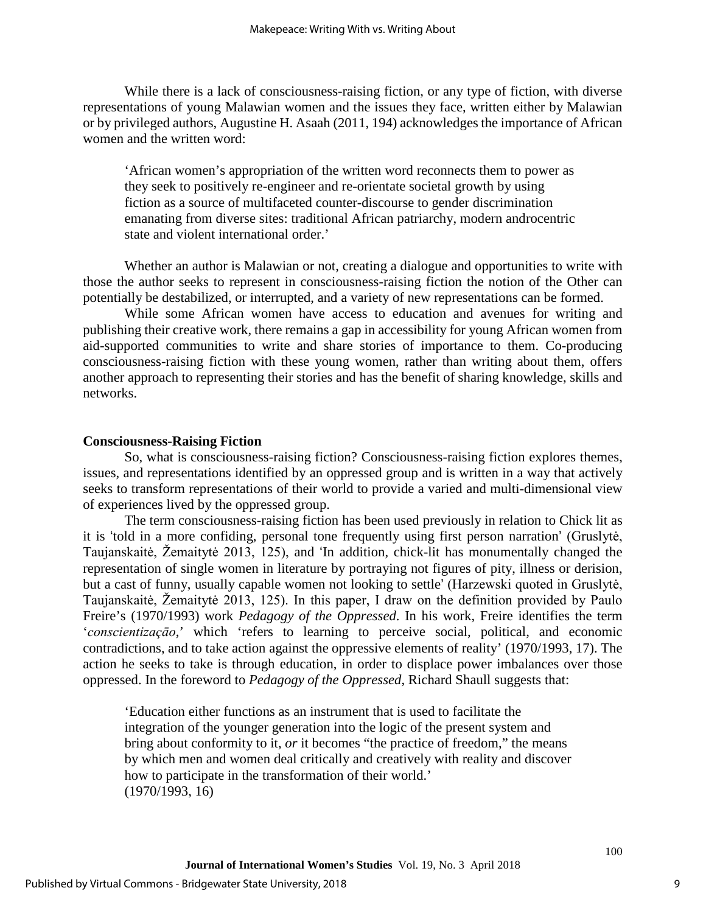While there is a lack of consciousness-raising fiction, or any type of fiction, with diverse representations of young Malawian women and the issues they face, written either by Malawian or by privileged authors, Augustine H. Asaah (2011, 194) acknowledges the importance of African women and the written word:

> 'African women's appropriation of the written word reconnects them to power as they seek to positively re-engineer and re-orientate societal growth by using fiction as a source of multifaceted counter-discourse to gender discrimination emanating from diverse sites: traditional African patriarchy, modern androcentric state and violent international order.'

Whether an author is Malawian or not, creating a dialogue and opportunities to write with those the author seeks to represent in consciousness-raising fiction the notion of the Other can potentially be destabilized, or interrupted, and a variety of new representations can be formed.

While some African women have access to education and avenues for writing and publishing their creative work, there remains a gap in accessibility for young African women from aid-supported communities to write and share stories of importance to them. Co-producing consciousness-raising fiction with these young women, rather than writing about them, offers another approach to representing their stories and has the benefit of sharing knowledge, skills and networks.

**Consciousness-Raising Fiction**

So, what is consciousness-raising fiction? Consciousness-raising fiction explores themes, issues, and representations identified by an oppressed group and is written in a way that actively seeks to transform representations of their world to provide a varied and multi-dimensional view of experiences lived by the oppressed group.

The term consciousness-raising fiction has been used previously in relation to Chick lit as it is 'told in a more confiding, personal tone frequently using first person narration' (Gruslytė, Taujanskaitė, Žemaitytė 2013, 125), and 'In addition, chick-lit has monumentally changed the representation of single women in literature by portraying not figures of pity, illness or derision, but a cast of funny, usually capable women not looking to settle' (Harzewski quoted in Gruslytė, Taujanskaitė, Žemaitytė 2013, 125). In this paper, I draw on the definition provided by Paulo Freire's (1970/1993) work *Pedagogy of the Oppressed*. In his work, Freire identifies the term '*conscientização*,' which 'refers to learning to perceive social, political, and economic contradictions, and to take action against the oppressive elements of reality' (1970/1993, 17). The action he seeks to take is through education, in order to displace power imbalances over those oppressed. In the foreword to *Pedagogy of the Oppressed*, Richard Shaull suggests that:

> 'Education either functions as an instrument that is used to facilitate the integration of the younger generation into the logic of the present system and bring about conformity to it, *or* it becomes "the practice of freedom," the means by which men and women deal critically and creatively with reality and discover how to participate in the transformation of their world.'
> (1970/1993, 16)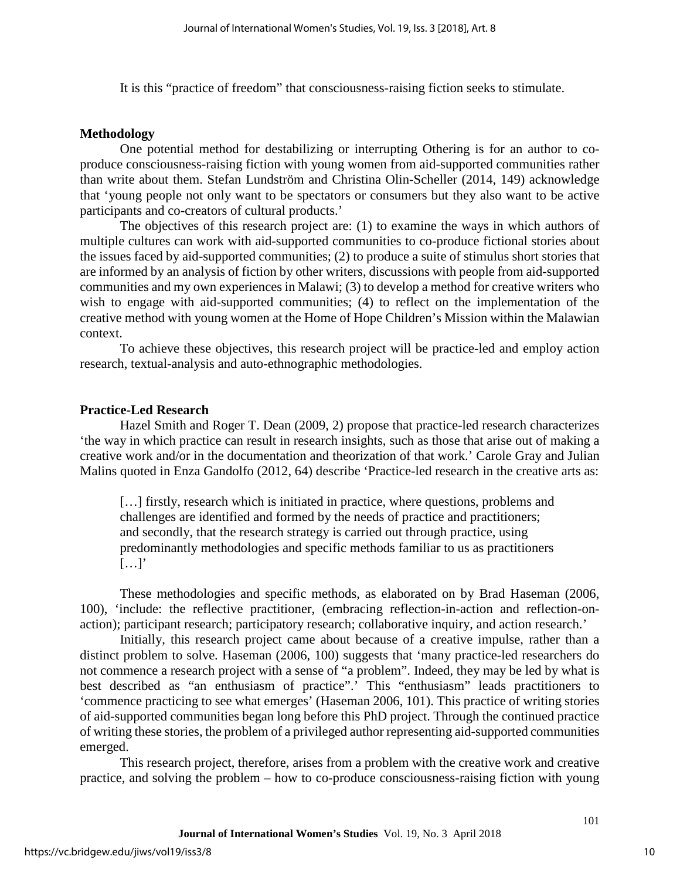It is this "practice of freedom" that consciousness-raising fiction seeks to stimulate.

## Methodology

One potential method for destabilizing or interrupting Othering is for an author to co-produce consciousness-raising fiction with young women from aid-supported communities rather than write about them. Stefan Lundström and Christina Olin-Scheller (2014, 149) acknowledge that 'young people not only want to be spectators or consumers but they also want to be active participants and co-creators of cultural products.'

The objectives of this research project are: (1) to examine the ways in which authors of multiple cultures can work with aid-supported communities to co-produce fictional stories about the issues faced by aid-supported communities; (2) to produce a suite of stimulus short stories that are informed by an analysis of fiction by other writers, discussions with people from aid-supported communities and my own experiences in Malawi; (3) to develop a method for creative writers who wish to engage with aid-supported communities; (4) to reflect on the implementation of the creative method with young women at the Home of Hope Children's Mission within the Malawian context.

To achieve these objectives, this research project will be practice-led and employ action research, textual-analysis and auto-ethnographic methodologies.

## Practice-Led Research

Hazel Smith and Roger T. Dean (2009, 2) propose that practice-led research characterizes 'the way in which practice can result in research insights, such as those that arise out of making a creative work and/or in the documentation and theorization of that work.' Carole Gray and Julian Malins quoted in Enza Gandolfo (2012, 64) describe 'Practice-led research in the creative arts as:

> […] firstly, research which is initiated in practice, where questions, problems and challenges are identified and formed by the needs of practice and practitioners; and secondly, that the research strategy is carried out through practice, using predominantly methodologies and specific methods familiar to us as practitioners […]'

These methodologies and specific methods, as elaborated on by Brad Haseman (2006, 100), 'include: the reflective practitioner, (embracing reflection-in-action and reflection-on-action); participant research; participatory research; collaborative inquiry, and action research.'

Initially, this research project came about because of a creative impulse, rather than a distinct problem to solve. Haseman (2006, 100) suggests that 'many practice-led researchers do not commence a research project with a sense of "a problem". Indeed, they may be led by what is best described as "an enthusiasm of practice".' This "enthusiasm" leads practitioners to 'commence practicing to see what emerges' (Haseman 2006, 101). This practice of writing stories of aid-supported communities began long before this PhD project. Through the continued practice of writing these stories, the problem of a privileged author representing aid-supported communities emerged.

This research project, therefore, arises from a problem with the creative work and creative practice, and solving the problem – how to co-produce consciousness-raising fiction with young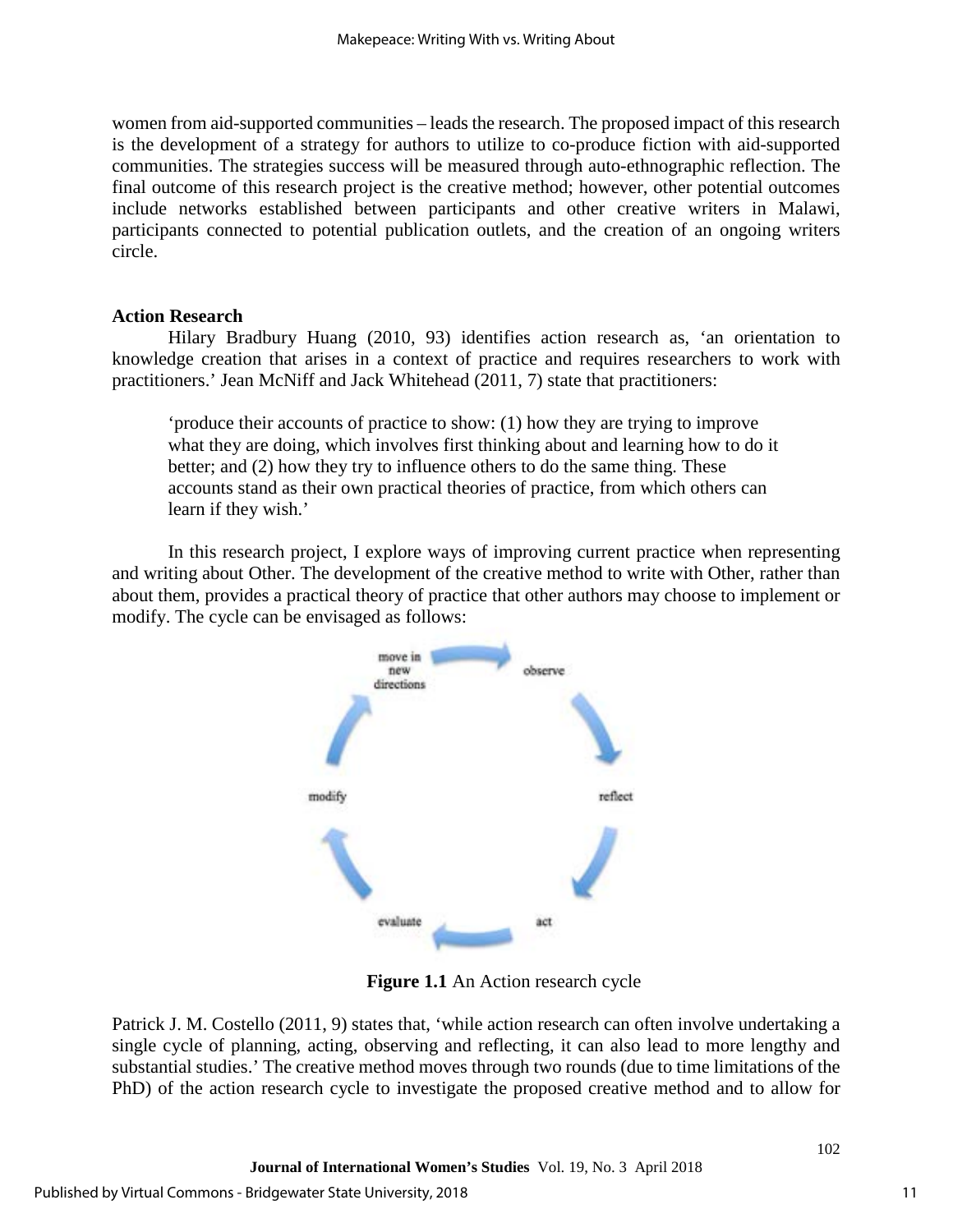women from aid-supported communities – leads the research. The proposed impact of this research is the development of a strategy for authors to utilize to co-produce fiction with aid-supported communities. The strategies success will be measured through auto-ethnographic reflection. The final outcome of this research project is the creative method; however, other potential outcomes include networks established between participants and other creative writers in Malawi, participants connected to potential publication outlets, and the creation of an ongoing writers circle.

**Action Research**

Hilary Bradbury Huang (2010, 93) identifies action research as, 'an orientation to knowledge creation that arises in a context of practice and requires researchers to work with practitioners.' Jean McNiff and Jack Whitehead (2011, 7) state that practitioners:

> 'produce their accounts of practice to show: (1) how they are trying to improve what they are doing, which involves first thinking about and learning how to do it better; and (2) how they try to influence others to do the same thing. These accounts stand as their own practical theories of practice, from which others can learn if they wish.'

In this research project, I explore ways of improving current practice when representing and writing about Other. The development of the creative method to write with Other, rather than about them, provides a practical theory of practice that other authors may choose to implement or modify. The cycle can be envisaged as follows:

move in new directions → observe → reflect → act → evaluate → modify

**Figure 1.1** An Action research cycle

Patrick J. M. Costello (2011, 9) states that, 'while action research can often involve undertaking a single cycle of planning, acting, observing and reflecting, it can also lead to more lengthy and substantial studies.' The creative method moves through two rounds (due to time limitations of the PhD) of the action research cycle to investigate the proposed creative method and to allow for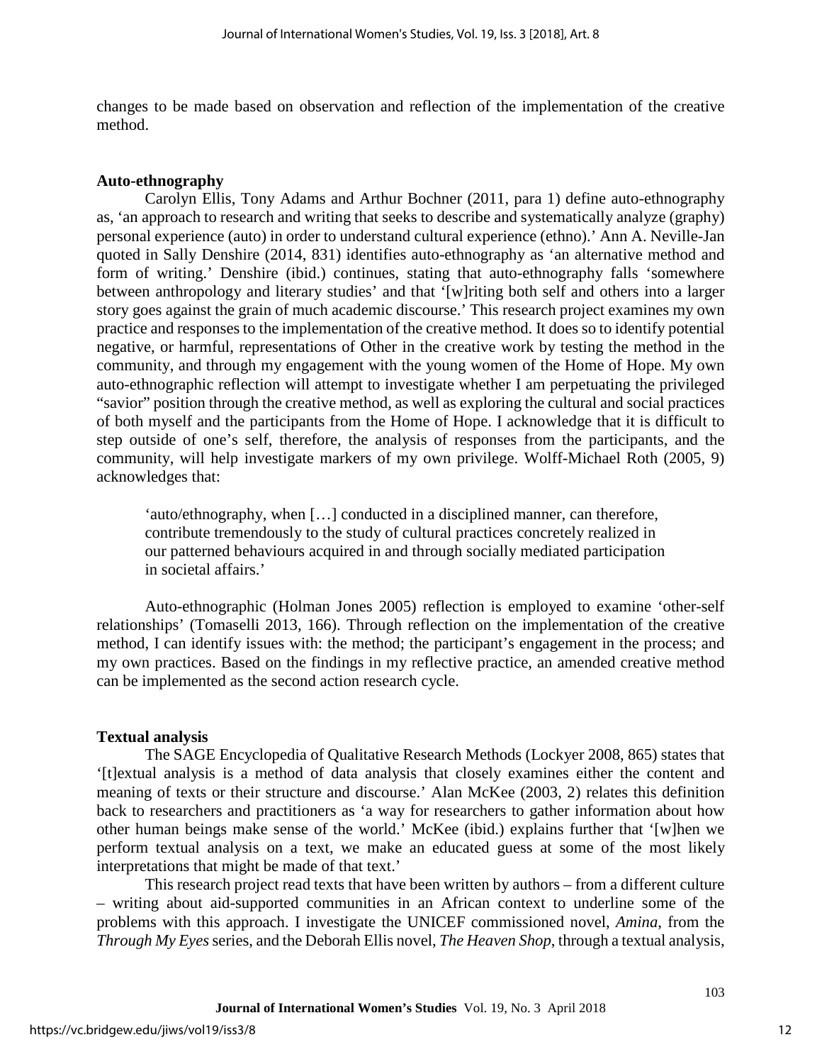changes to be made based on observation and reflection of the implementation of the creative method.

### Auto-ethnography

Carolyn Ellis, Tony Adams and Arthur Bochner (2011, para 1) define auto-ethnography as, 'an approach to research and writing that seeks to describe and systematically analyze (graphy) personal experience (auto) in order to understand cultural experience (ethno).' Ann A. Neville-Jan quoted in Sally Denshire (2014, 831) identifies auto-ethnography as 'an alternative method and form of writing.' Denshire (ibid.) continues, stating that auto-ethnography falls 'somewhere between anthropology and literary studies' and that '[w]riting both self and others into a larger story goes against the grain of much academic discourse.' This research project examines my own practice and responses to the implementation of the creative method. It does so to identify potential negative, or harmful, representations of Other in the creative work by testing the method in the community, and through my engagement with the young women of the Home of Hope. My own auto-ethnographic reflection will attempt to investigate whether I am perpetuating the privileged "savior" position through the creative method, as well as exploring the cultural and social practices of both myself and the participants from the Home of Hope. I acknowledge that it is difficult to step outside of one's self, therefore, the analysis of responses from the participants, and the community, will help investigate markers of my own privilege. Wolff-Michael Roth (2005, 9) acknowledges that:

> 'auto/ethnography, when […] conducted in a disciplined manner, can therefore, contribute tremendously to the study of cultural practices concretely realized in our patterned behaviours acquired in and through socially mediated participation in societal affairs.'

Auto-ethnographic (Holman Jones 2005) reflection is employed to examine 'other-self relationships' (Tomaselli 2013, 166). Through reflection on the implementation of the creative method, I can identify issues with: the method; the participant's engagement in the process; and my own practices. Based on the findings in my reflective practice, an amended creative method can be implemented as the second action research cycle.

### Textual analysis

The SAGE Encyclopedia of Qualitative Research Methods (Lockyer 2008, 865) states that '[t]extual analysis is a method of data analysis that closely examines either the content and meaning of texts or their structure and discourse.' Alan McKee (2003, 2) relates this definition back to researchers and practitioners as 'a way for researchers to gather information about how other human beings make sense of the world.' McKee (ibid.) explains further that '[w]hen we perform textual analysis on a text, we make an educated guess at some of the most likely interpretations that might be made of that text.'

This research project read texts that have been written by authors – from a different culture – writing about aid-supported communities in an African context to underline some of the problems with this approach. I investigate the UNICEF commissioned novel, *Amina*, from the *Through My Eyes* series, and the Deborah Ellis novel, *The Heaven Shop*, through a textual analysis,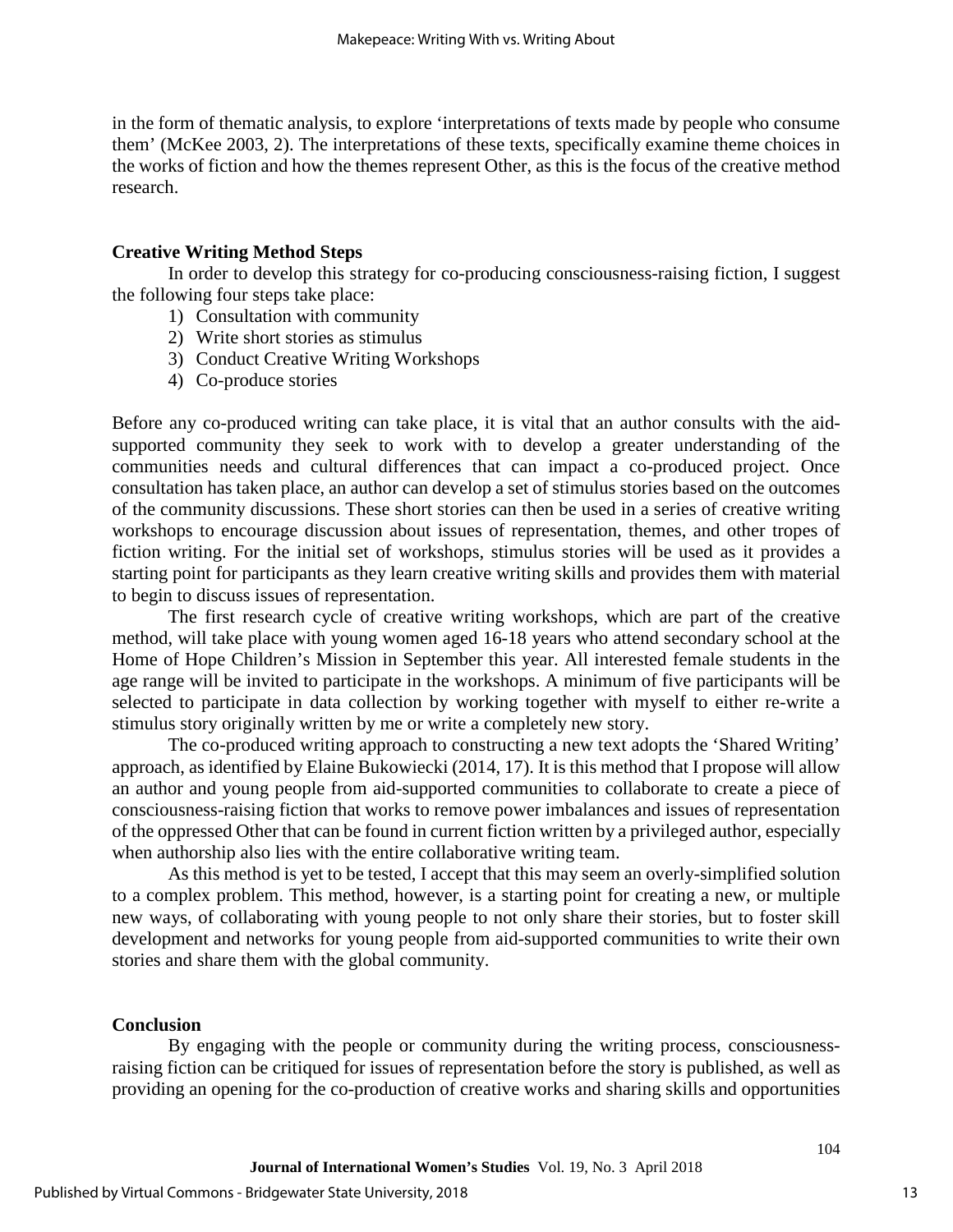in the form of thematic analysis, to explore 'interpretations of texts made by people who consume them' (McKee 2003, 2). The interpretations of these texts, specifically examine theme choices in the works of fiction and how the themes represent Other, as this is the focus of the creative method research.

## Creative Writing Method Steps

In order to develop this strategy for co-producing consciousness-raising fiction, I suggest the following four steps take place:

1) Consultation with community
2) Write short stories as stimulus
3) Conduct Creative Writing Workshops
4) Co-produce stories

Before any co-produced writing can take place, it is vital that an author consults with the aid-supported community they seek to work with to develop a greater understanding of the communities needs and cultural differences that can impact a co-produced project. Once consultation has taken place, an author can develop a set of stimulus stories based on the outcomes of the community discussions. These short stories can then be used in a series of creative writing workshops to encourage discussion about issues of representation, themes, and other tropes of fiction writing. For the initial set of workshops, stimulus stories will be used as it provides a starting point for participants as they learn creative writing skills and provides them with material to begin to discuss issues of representation.

The first research cycle of creative writing workshops, which are part of the creative method, will take place with young women aged 16-18 years who attend secondary school at the Home of Hope Children's Mission in September this year. All interested female students in the age range will be invited to participate in the workshops. A minimum of five participants will be selected to participate in data collection by working together with myself to either re-write a stimulus story originally written by me or write a completely new story.

The co-produced writing approach to constructing a new text adopts the 'Shared Writing' approach, as identified by Elaine Bukowiecki (2014, 17). It is this method that I propose will allow an author and young people from aid-supported communities to collaborate to create a piece of consciousness-raising fiction that works to remove power imbalances and issues of representation of the oppressed Other that can be found in current fiction written by a privileged author, especially when authorship also lies with the entire collaborative writing team.

As this method is yet to be tested, I accept that this may seem an overly-simplified solution to a complex problem. This method, however, is a starting point for creating a new, or multiple new ways, of collaborating with young people to not only share their stories, but to foster skill development and networks for young people from aid-supported communities to write their own stories and share them with the global community.

## Conclusion

By engaging with the people or community during the writing process, consciousness-raising fiction can be critiqued for issues of representation before the story is published, as well as providing an opening for the co-production of creative works and sharing skills and opportunities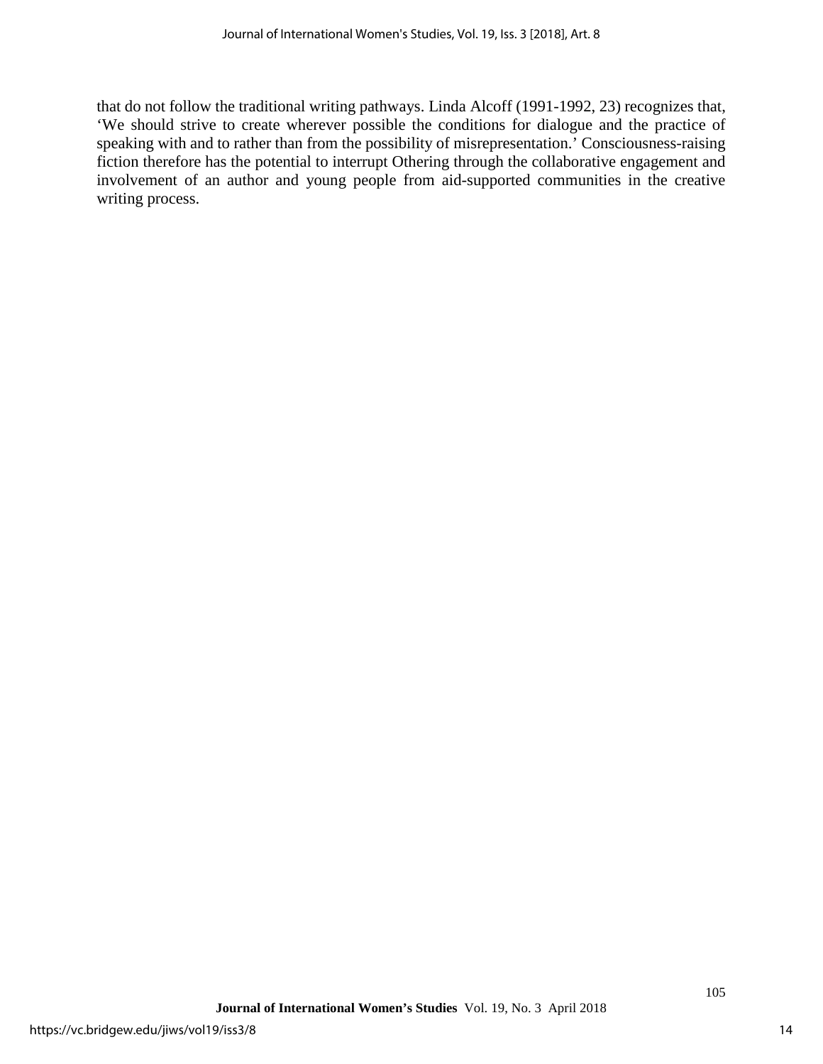that do not follow the traditional writing pathways. Linda Alcoff (1991-1992, 23) recognizes that, 'We should strive to create wherever possible the conditions for dialogue and the practice of speaking with and to rather than from the possibility of misrepresentation.' Consciousness-raising fiction therefore has the potential to interrupt Othering through the collaborative engagement and involvement of an author and young people from aid-supported communities in the creative writing process.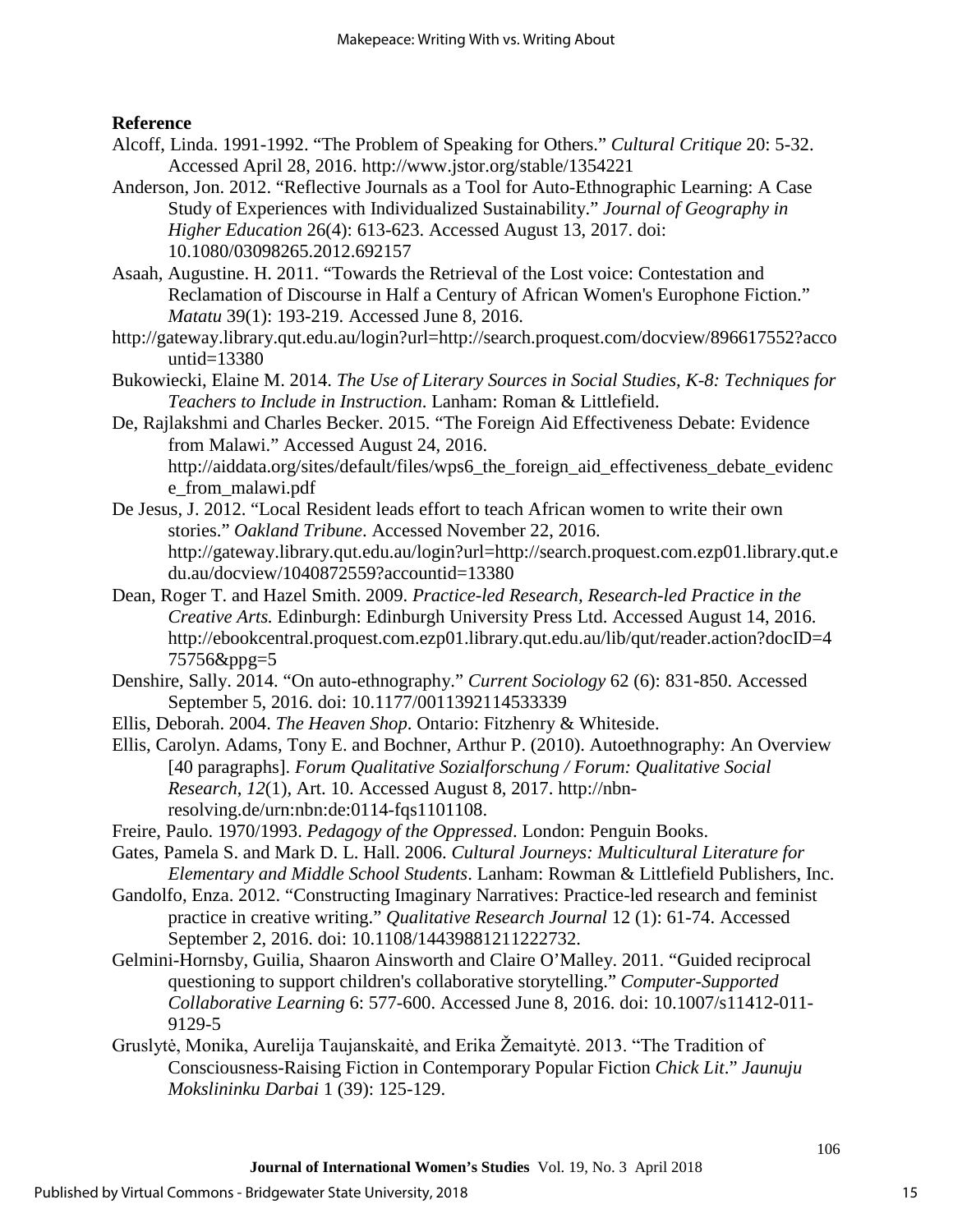**Reference**

Alcoff, Linda. 1991-1992. "The Problem of Speaking for Others." *Cultural Critique* 20: 5-32. Accessed April 28, 2016. http://www.jstor.org/stable/1354221

Anderson, Jon. 2012. "Reflective Journals as a Tool for Auto-Ethnographic Learning: A Case Study of Experiences with Individualized Sustainability." *Journal of Geography in Higher Education* 26(4): 613-623. Accessed August 13, 2017. doi: 10.1080/03098265.2012.692157

Asaah, Augustine. H. 2011. "Towards the Retrieval of the Lost voice: Contestation and Reclamation of Discourse in Half a Century of African Women's Europhone Fiction." *Matatu* 39(1): 193-219. Accessed June 8, 2016.
http://gateway.library.qut.edu.au/login?url=http://search.proquest.com/docview/896617552?accountid=13380

Bukowiecki, Elaine M. 2014. *The Use of Literary Sources in Social Studies, K-8: Techniques for Teachers to Include in Instruction*. Lanham: Roman & Littlefield.

De, Rajlakshmi and Charles Becker. 2015. "The Foreign Aid Effectiveness Debate: Evidence from Malawi." Accessed August 24, 2016. http://aiddata.org/sites/default/files/wps6_the_foreign_aid_effectiveness_debate_evidence_from_malawi.pdf

De Jesus, J. 2012. "Local Resident leads effort to teach African women to write their own stories." *Oakland Tribune*. Accessed November 22, 2016. http://gateway.library.qut.edu.au/login?url=http://search.proquest.com.ezp01.library.qut.edu.au/docview/1040872559?accountid=13380

Dean, Roger T. and Hazel Smith. 2009. *Practice-led Research, Research-led Practice in the Creative Arts.* Edinburgh: Edinburgh University Press Ltd. Accessed August 14, 2016. http://ebookcentral.proquest.com.ezp01.library.qut.edu.au/lib/qut/reader.action?docID=475756&ppg=5

Denshire, Sally. 2014. "On auto-ethnography." *Current Sociology* 62 (6): 831-850. Accessed September 5, 2016. doi: 10.1177/0011392114533339

Ellis, Deborah. 2004. *The Heaven Shop*. Ontario: Fitzhenry & Whiteside.

Ellis, Carolyn. Adams, Tony E. and Bochner, Arthur P. (2010). Autoethnography: An Overview [40 paragraphs]. *Forum Qualitative Sozialforschung / Forum: Qualitative Social Research*, *12*(1), Art. 10. Accessed August 8, 2017. http://nbn-resolving.de/urn:nbn:de:0114-fqs1101108.

Freire, Paulo. 1970/1993. *Pedagogy of the Oppressed*. London: Penguin Books.

Gates, Pamela S. and Mark D. L. Hall. 2006. *Cultural Journeys: Multicultural Literature for Elementary and Middle School Students*. Lanham: Rowman & Littlefield Publishers, Inc.

Gandolfo, Enza. 2012. "Constructing Imaginary Narratives: Practice-led research and feminist practice in creative writing." *Qualitative Research Journal* 12 (1): 61-74. Accessed September 2, 2016. doi: 10.1108/14439881211222732.

Gelmini-Hornsby, Guilia, Shaaron Ainsworth and Claire O'Malley. 2011. "Guided reciprocal questioning to support children's collaborative storytelling." *Computer-Supported Collaborative Learning* 6: 577-600. Accessed June 8, 2016. doi: 10.1007/s11412-011-9129-5

Gruslytė, Monika, Aurelija Taujanskaitė, and Erika Žemaitytė. 2013. "The Tradition of Consciousness-Raising Fiction in Contemporary Popular Fiction *Chick Lit*." *Jaunuju Mokslininku Darbai* 1 (39): 125-129.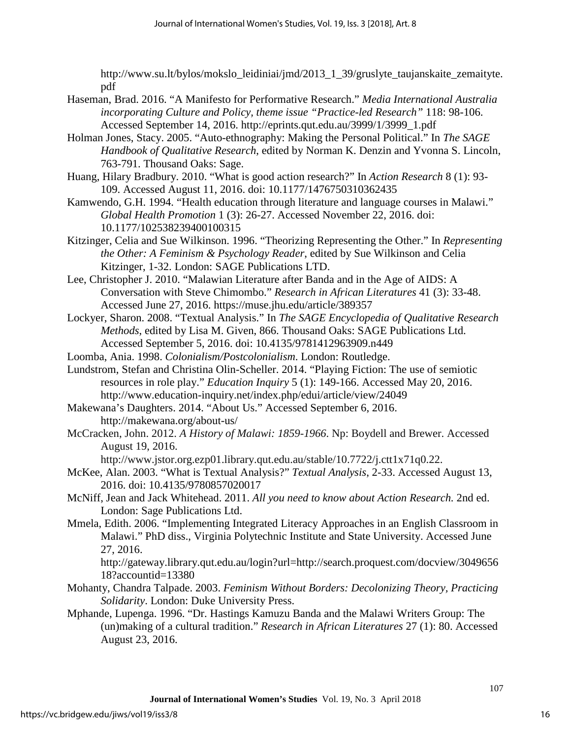http://www.su.lt/bylos/mokslo_leidiniai/jmd/2013_1_39/gruslyte_taujanskaite_zemaityte.pdf

Haseman, Brad. 2016. "A Manifesto for Performative Research." *Media International Australia incorporating Culture and Policy, theme issue "Practice-led Research"* 118: 98-106. Accessed September 14, 2016. http://eprints.qut.edu.au/3999/1/3999_1.pdf

Holman Jones, Stacy. 2005. "Auto-ethnography: Making the Personal Political." In *The SAGE Handbook of Qualitative Research*, edited by Norman K. Denzin and Yvonna S. Lincoln, 763-791. Thousand Oaks: Sage.

Huang, Hilary Bradbury. 2010. "What is good action research?" In *Action Research* 8 (1): 93-109. Accessed August 11, 2016. doi: 10.1177/1476750310362435

Kamwendo, G.H. 1994. "Health education through literature and language courses in Malawi." *Global Health Promotion* 1 (3): 26-27. Accessed November 22, 2016. doi: 10.1177/102538239400100315

Kitzinger, Celia and Sue Wilkinson. 1996. "Theorizing Representing the Other." In *Representing the Other: A Feminism & Psychology Reader*, edited by Sue Wilkinson and Celia Kitzinger, 1-32. London: SAGE Publications LTD.

Lee, Christopher J. 2010. "Malawian Literature after Banda and in the Age of AIDS: A Conversation with Steve Chimombo." *Research in African Literatures* 41 (3): 33-48. Accessed June 27, 2016. https://muse.jhu.edu/article/389357

Lockyer, Sharon. 2008. "Textual Analysis." In *The SAGE Encyclopedia of Qualitative Research Methods*, edited by Lisa M. Given, 866. Thousand Oaks: SAGE Publications Ltd. Accessed September 5, 2016. doi: 10.4135/9781412963909.n449

Loomba, Ania. 1998. *Colonialism/Postcolonialism*. London: Routledge.

Lundstrom, Stefan and Christina Olin-Scheller. 2014. "Playing Fiction: The use of semiotic resources in role play." *Education Inquiry* 5 (1): 149-166. Accessed May 20, 2016. http://www.education-inquiry.net/index.php/edui/article/view/24049

Makewana's Daughters. 2014. "About Us." Accessed September 6, 2016. http://makewana.org/about-us/

McCracken, John. 2012. *A History of Malawi: 1859-1966*. Np: Boydell and Brewer. Accessed August 19, 2016. http://www.jstor.org.ezp01.library.qut.edu.au/stable/10.7722/j.ctt1x71q0.22.

McKee, Alan. 2003. "What is Textual Analysis?" *Textual Analysis*, 2-33. Accessed August 13, 2016. doi: 10.4135/9780857020017

McNiff, Jean and Jack Whitehead. 2011. *All you need to know about Action Research.* 2nd ed. London: Sage Publications Ltd.

Mmela, Edith. 2006. "Implementing Integrated Literacy Approaches in an English Classroom in Malawi." PhD diss., Virginia Polytechnic Institute and State University. Accessed June 27, 2016. http://gateway.library.qut.edu.au/login?url=http://search.proquest.com/docview/304965618?accountid=13380

Mohanty, Chandra Talpade. 2003. *Feminism Without Borders: Decolonizing Theory, Practicing Solidarity*. London: Duke University Press.

Mphande, Lupenga. 1996. "Dr. Hastings Kamuzu Banda and the Malawi Writers Group: The (un)making of a cultural tradition." *Research in African Literatures* 27 (1): 80. Accessed August 23, 2016.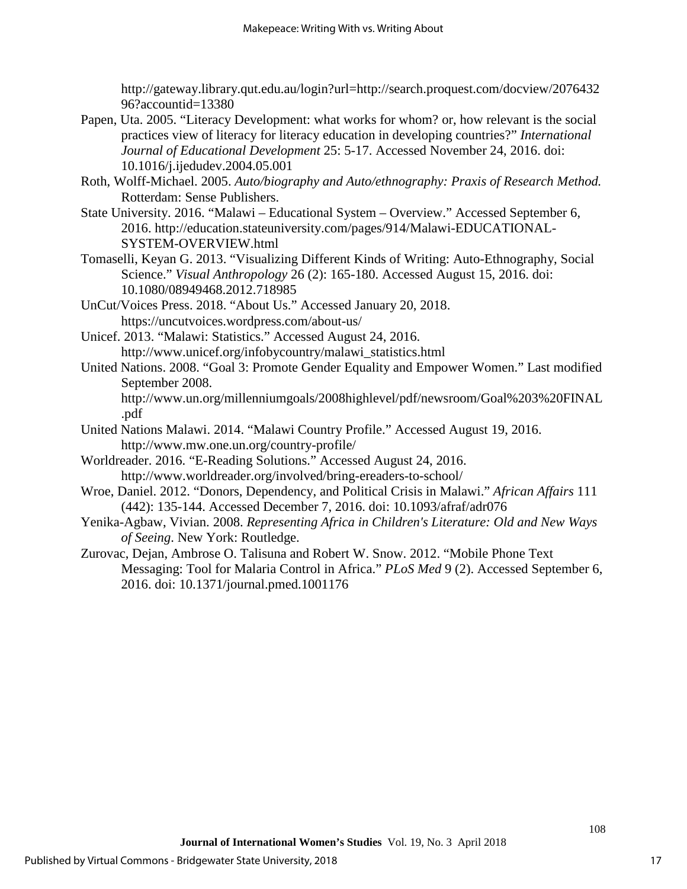http://gateway.library.qut.edu.au/login?url=http://search.proquest.com/docview/207643296?accountid=13380

Papen, Uta. 2005. "Literacy Development: what works for whom? or, how relevant is the social practices view of literacy for literacy education in developing countries?" *International Journal of Educational Development* 25: 5-17. Accessed November 24, 2016. doi: 10.1016/j.ijedudev.2004.05.001

Roth, Wolff-Michael. 2005. *Auto/biography and Auto/ethnography: Praxis of Research Method.* Rotterdam: Sense Publishers.

State University. 2016. "Malawi – Educational System – Overview." Accessed September 6, 2016. http://education.stateuniversity.com/pages/914/Malawi-EDUCATIONAL-SYSTEM-OVERVIEW.html

Tomaselli, Keyan G. 2013. "Visualizing Different Kinds of Writing: Auto-Ethnography, Social Science." *Visual Anthropology* 26 (2): 165-180. Accessed August 15, 2016. doi: 10.1080/08949468.2012.718985

UnCut/Voices Press. 2018. "About Us." Accessed January 20, 2018. https://uncutvoices.wordpress.com/about-us/

Unicef. 2013. "Malawi: Statistics." Accessed August 24, 2016. http://www.unicef.org/infobycountry/malawi_statistics.html

United Nations. 2008. "Goal 3: Promote Gender Equality and Empower Women." Last modified September 2008. http://www.un.org/millenniumgoals/2008highlevel/pdf/newsroom/Goal%203%20FINAL.pdf

United Nations Malawi. 2014. "Malawi Country Profile." Accessed August 19, 2016. http://www.mw.one.un.org/country-profile/

Worldreader. 2016. "E-Reading Solutions." Accessed August 24, 2016. http://www.worldreader.org/involved/bring-ereaders-to-school/

Wroe, Daniel. 2012. "Donors, Dependency, and Political Crisis in Malawi." *African Affairs* 111 (442): 135-144. Accessed December 7, 2016. doi: 10.1093/afraf/adr076

Yenika-Agbaw, Vivian. 2008. *Representing Africa in Children's Literature: Old and New Ways of Seeing*. New York: Routledge.

Zurovac, Dejan, Ambrose O. Talisuna and Robert W. Snow. 2012. "Mobile Phone Text Messaging: Tool for Malaria Control in Africa." *PLoS Med* 9 (2). Accessed September 6, 2016. doi: 10.1371/journal.pmed.1001176